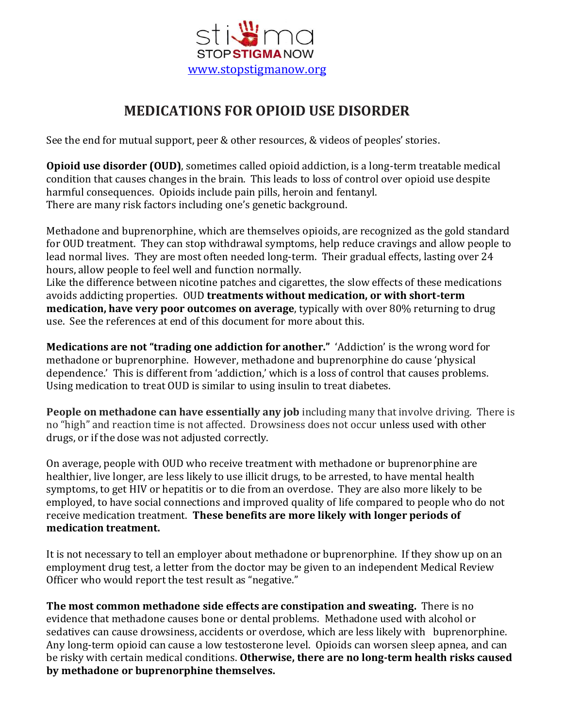STOP STIGMA NOW

www.stopstigmanow.org

# MEDICATIONS FOR OPIOID USE DISORDER

See the end for mutual support, peer & other resources, & videos of peoples' stories.

**Opioid use disorder (OUD)**, sometimes called opioid addiction, is a long-term treatable medical condition that causes changes in the brain. This leads to loss of control over opioid use despite harmful consequences. Opioids include pain pills, heroin and fentanyl.
There are many risk factors including one's genetic background.

Methadone and buprenorphine, which are themselves opioids, are recognized as the gold standard for OUD treatment. They can stop withdrawal symptoms, help reduce cravings and allow people to lead normal lives. They are most often needed long-term. Their gradual effects, lasting over 24 hours, allow people to feel well and function normally.
Like the difference between nicotine patches and cigarettes, the slow effects of these medications avoids addicting properties. OUD **treatments without medication, or with short-term medication, have very poor outcomes on average**, typically with over 80% returning to drug use. See the references at end of this document for more about this.

**Medications are not "trading one addiction for another."** 'Addiction' is the wrong word for methadone or buprenorphine. However, methadone and buprenorphine do cause 'physical dependence.' This is different from 'addiction,' which is a loss of control that causes problems. Using medication to treat OUD is similar to using insulin to treat diabetes.

**People on methadone can have essentially any job** including many that involve driving. There is no "high" and reaction time is not affected. Drowsiness does not occur unless used with other drugs, or if the dose was not adjusted correctly.

On average, people with OUD who receive treatment with methadone or buprenorphine are healthier, live longer, are less likely to use illicit drugs, to be arrested, to have mental health symptoms, to get HIV or hepatitis or to die from an overdose. They are also more likely to be employed, to have social connections and improved quality of life compared to people who do not receive medication treatment. **These benefits are more likely with longer periods of medication treatment.**

It is not necessary to tell an employer about methadone or buprenorphine. If they show up on an employment drug test, a letter from the doctor may be given to an independent Medical Review Officer who would report the test result as "negative."

**The most common methadone side effects are constipation and sweating.** There is no evidence that methadone causes bone or dental problems. Methadone used with alcohol or sedatives can cause drowsiness, accidents or overdose, which are less likely with buprenorphine. Any long-term opioid can cause a low testosterone level. Opioids can worsen sleep apnea, and can be risky with certain medical conditions. **Otherwise, there are no long-term health risks caused by methadone or buprenorphine themselves.**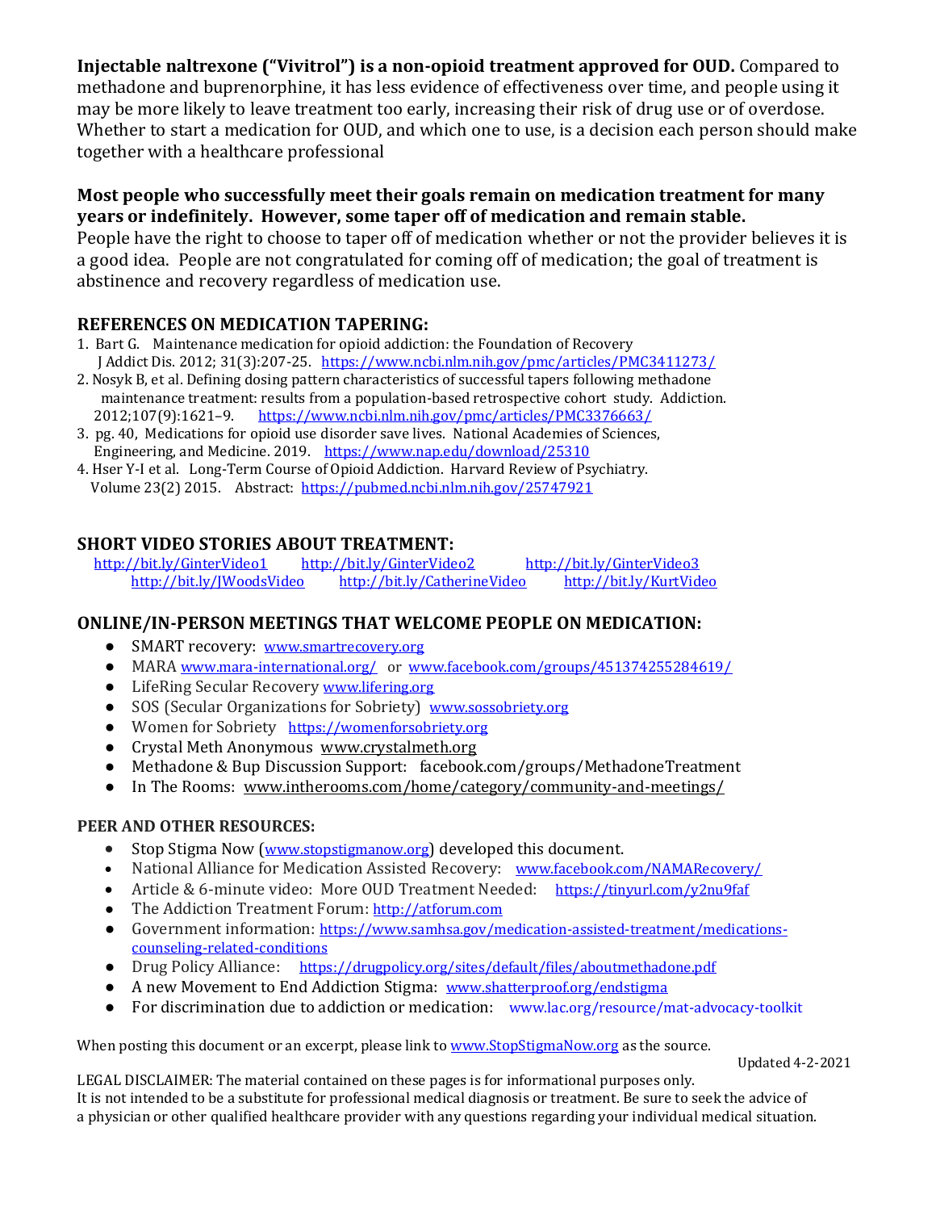**Injectable naltrexone ("Vivitrol") is a non-opioid treatment approved for OUD.** Compared to methadone and buprenorphine, it has less evidence of effectiveness over time, and people using it may be more likely to leave treatment too early, increasing their risk of drug use or of overdose. Whether to start a medication for OUD, and which one to use, is a decision each person should make together with a healthcare professional

**Most people who successfully meet their goals remain on medication treatment for many years or indefinitely. However, some taper off of medication and remain stable.**
People have the right to choose to taper off of medication whether or not the provider believes it is a good idea. People are not congratulated for coming off of medication; the goal of treatment is abstinence and recovery regardless of medication use.

## REFERENCES ON MEDICATION TAPERING:

1. Bart G. Maintenance medication for opioid addiction: the Foundation of Recovery J Addict Dis. 2012; 31(3):207-25. https://www.ncbi.nlm.nih.gov/pmc/articles/PMC3411273/
2. Nosyk B, et al. Defining dosing pattern characteristics of successful tapers following methadone maintenance treatment: results from a population-based retrospective cohort study. Addiction. 2012;107(9):1621–9. https://www.ncbi.nlm.nih.gov/pmc/articles/PMC3376663/
3. pg. 40, Medications for opioid use disorder save lives. National Academies of Sciences, Engineering, and Medicine. 2019. https://www.nap.edu/download/25310
4. Hser Y-I et al. Long-Term Course of Opioid Addiction. Harvard Review of Psychiatry. Volume 23(2) 2015. Abstract: https://pubmed.ncbi.nlm.nih.gov/25747921

## SHORT VIDEO STORIES ABOUT TREATMENT:

http://bit.ly/GinterVideo1 http://bit.ly/GinterVideo2 http://bit.ly/GinterVideo3
http://bit.ly/JWoodsVideo http://bit.ly/CatherineVideo http://bit.ly/KurtVideo

## ONLINE/IN-PERSON MEETINGS THAT WELCOME PEOPLE ON MEDICATION:

- SMART recovery: www.smartrecovery.org
- MARA www.mara-international.org/ or www.facebook.com/groups/451374255284619/
- LifeRing Secular Recovery www.lifering.org
- SOS (Secular Organizations for Sobriety) www.sossobriety.org
- Women for Sobriety https://womenforsobriety.org
- Crystal Meth Anonymous www.crystalmeth.org
- Methadone & Bup Discussion Support: facebook.com/groups/MethadoneTreatment
- In The Rooms: www.intherooms.com/home/category/community-and-meetings/

### PEER AND OTHER RESOURCES:

- Stop Stigma Now (www.stopstigmanow.org) developed this document.
- National Alliance for Medication Assisted Recovery: www.facebook.com/NAMARecovery/
- Article & 6-minute video: More OUD Treatment Needed: https://tinyurl.com/y2nu9faf
- The Addiction Treatment Forum: http://atforum.com
- Government information: https://www.samhsa.gov/medication-assisted-treatment/medications-counseling-related-conditions
- Drug Policy Alliance: https://drugpolicy.org/sites/default/files/aboutmethadone.pdf
- A new Movement to End Addiction Stigma: www.shatterproof.org/endstigma
- For discrimination due to addiction or medication: www.lac.org/resource/mat-advocacy-toolkit

When posting this document or an excerpt, please link to www.StopStigmaNow.org as the source.

Updated 4-2-2021

LEGAL DISCLAIMER: The material contained on these pages is for informational purposes only. It is not intended to be a substitute for professional medical diagnosis or treatment. Be sure to seek the advice of a physician or other qualified healthcare provider with any questions regarding your individual medical situation.